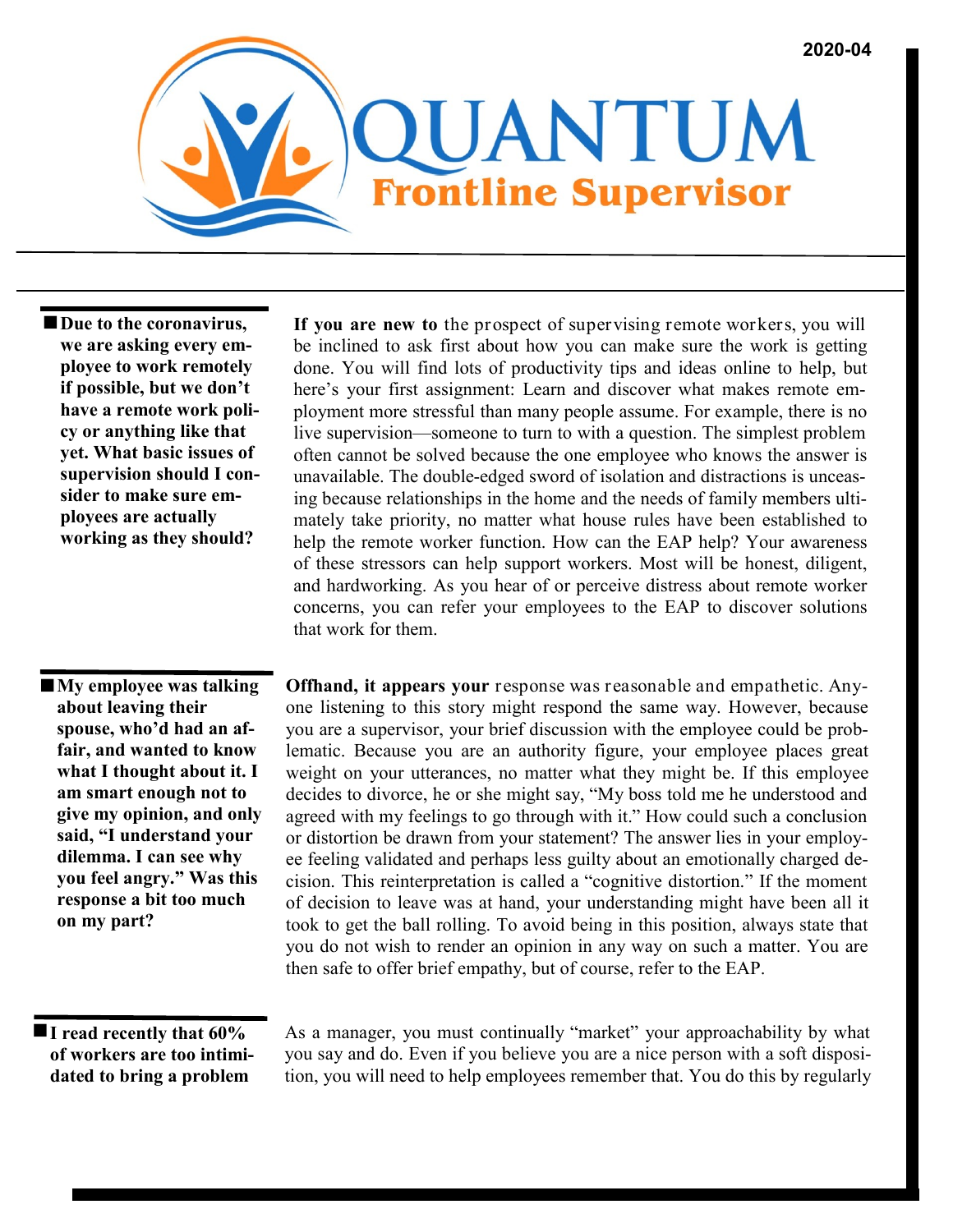2020-04

# QUANTUM

## Frontline Supervisor

**Due to the coronavirus, we are asking every employee to work remotely if possible, but we don't have a remote work policy or anything like that yet. What basic issues of supervision should I consider to make sure employees are actually working as they should?**

**If you are new to** the prospect of supervising remote workers, you will be inclined to ask first about how you can make sure the work is getting done. You will find lots of productivity tips and ideas online to help, but here's your first assignment: Learn and discover what makes remote employment more stressful than many people assume. For example, there is no live supervision—someone to turn to with a question. The simplest problem often cannot be solved because the one employee who knows the answer is unavailable. The double-edged sword of isolation and distractions is unceasing because relationships in the home and the needs of family members ultimately take priority, no matter what house rules have been established to help the remote worker function. How can the EAP help? Your awareness of these stressors can help support workers. Most will be honest, diligent, and hardworking. As you hear of or perceive distress about remote worker concerns, you can refer your employees to the EAP to discover solutions that work for them.

**My employee was talking about leaving their spouse, who'd had an affair, and wanted to know what I thought about it. I am smart enough not to give my opinion, and only said, "I understand your dilemma. I can see why you feel angry." Was this response a bit too much on my part?**

**Offhand, it appears your** response was reasonable and empathetic. Anyone listening to this story might respond the same way. However, because you are a supervisor, your brief discussion with the employee could be problematic. Because you are an authority figure, your employee places great weight on your utterances, no matter what they might be. If this employee decides to divorce, he or she might say, "My boss told me he understood and agreed with my feelings to go through with it." How could such a conclusion or distortion be drawn from your statement? The answer lies in your employee feeling validated and perhaps less guilty about an emotionally charged decision. This reinterpretation is called a "cognitive distortion." If the moment of decision to leave was at hand, your understanding might have been all it took to get the ball rolling. To avoid being in this position, always state that you do not wish to render an opinion in any way on such a matter. You are then safe to offer brief empathy, but of course, refer to the EAP.

**I read recently that 60% of workers are too intimidated to bring a problem**

As a manager, you must continually "market" your approachability by what you say and do. Even if you believe you are a nice person with a soft disposition, you will need to help employees remember that. You do this by regularly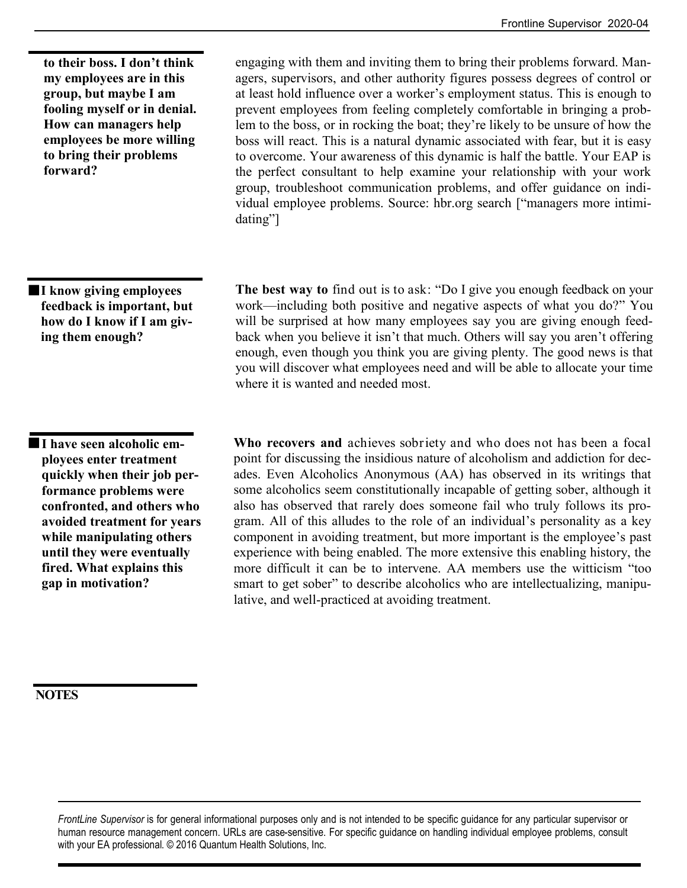**to their boss. I don't think my employees are in this group, but maybe I am fooling myself or in denial. How can managers help employees be more willing to bring their problems forward?**

engaging with them and inviting them to bring their problems forward. Managers, supervisors, and other authority figures possess degrees of control or at least hold influence over a worker's employment status. This is enough to prevent employees from feeling completely comfortable in bringing a problem to the boss, or in rocking the boat; they're likely to be unsure of how the boss will react. This is a natural dynamic associated with fear, but it is easy to overcome. Your awareness of this dynamic is half the battle. Your EAP is the perfect consultant to help examine your relationship with your work group, troubleshoot communication problems, and offer guidance on individual employee problems. Source: hbr.org search ["managers more intimidating"]

**I know giving employees feedback is important, but how do I know if I am giving them enough?**

**The best way to** find out is to ask: "Do I give you enough feedback on your work—including both positive and negative aspects of what you do?" You will be surprised at how many employees say you are giving enough feedback when you believe it isn't that much. Others will say you aren't offering enough, even though you think you are giving plenty. The good news is that you will discover what employees need and will be able to allocate your time where it is wanted and needed most.

**I have seen alcoholic employees enter treatment quickly when their job performance problems were confronted, and others who avoided treatment for years while manipulating others until they were eventually fired. What explains this gap in motivation?**

**Who recovers and** achieves sobriety and who does not has been a focal point for discussing the insidious nature of alcoholism and addiction for decades. Even Alcoholics Anonymous (AA) has observed in its writings that some alcoholics seem constitutionally incapable of getting sober, although it also has observed that rarely does someone fail who truly follows its program. All of this alludes to the role of an individual's personality as a key component in avoiding treatment, but more important is the employee's past experience with being enabled. The more extensive this enabling history, the more difficult it can be to intervene. AA members use the witticism "too smart to get sober" to describe alcoholics who are intellectualizing, manipulative, and well-practiced at avoiding treatment.

**NOTES**

*FrontLine Supervisor* is for general informational purposes only and is not intended to be specific guidance for any particular supervisor or human resource management concern. URLs are case-sensitive. For specific guidance on handling individual employee problems, consult with your EA professional. © 2016 Quantum Health Solutions, Inc.